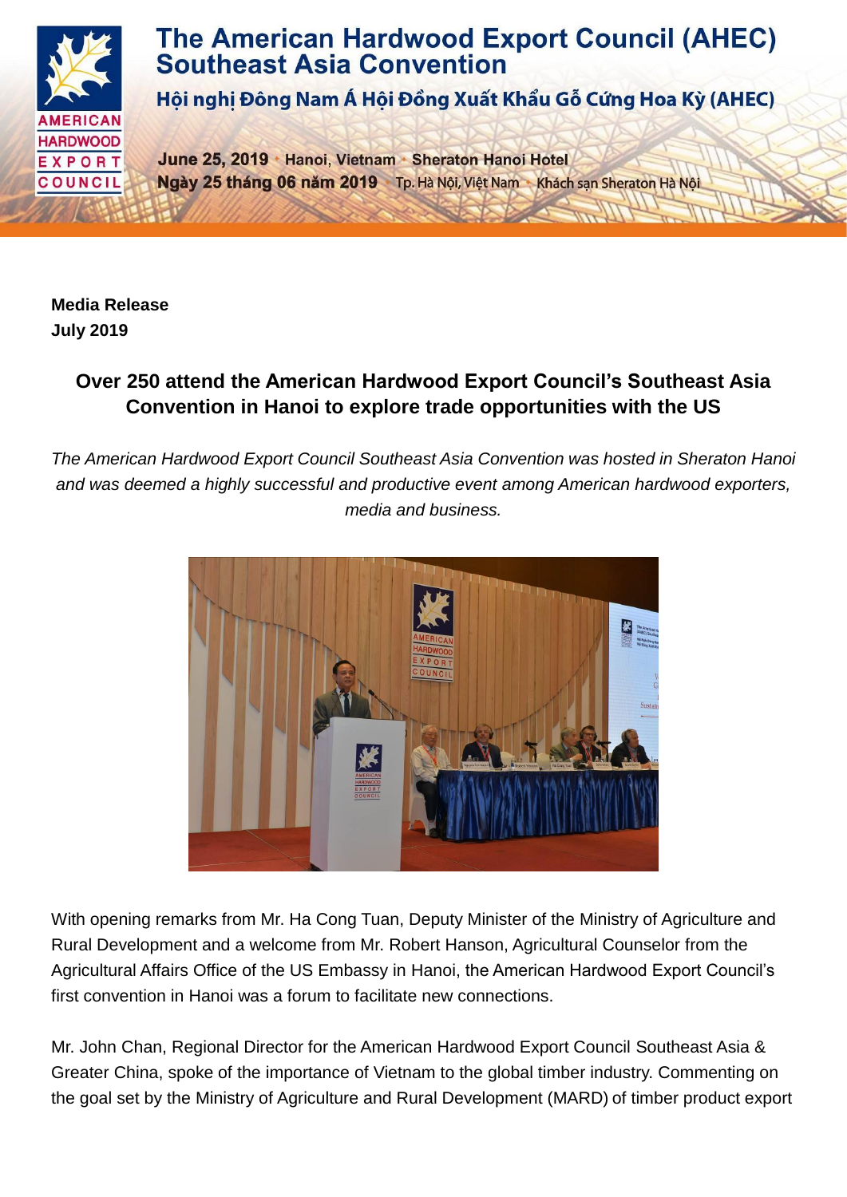# The American Hardwood Export Council (AHEC) Southeast Asia Convention

Hội nghị Đông Nam Á Hội Đồng Xuất Khẩu Gỗ Cứng Hoa Kỳ (AHEC)

**June 25, 2019** · Hanoi, Vietnam · Sheraton Hanoi Hotel

**Ngày 25 tháng 06 năm 2019** · Tp. Hà Nội, Việt Nam · Khách sạn Sheraton Hà Nội

**Media Release**
**July 2019**

## Over 250 attend the American Hardwood Export Council's Southeast Asia Convention in Hanoi to explore trade opportunities with the US

*The American Hardwood Export Council Southeast Asia Convention was hosted in Sheraton Hanoi and was deemed a highly successful and productive event among American hardwood exporters, media and business.*

With opening remarks from Mr. Ha Cong Tuan, Deputy Minister of the Ministry of Agriculture and Rural Development and a welcome from Mr. Robert Hanson, Agricultural Counselor from the Agricultural Affairs Office of the US Embassy in Hanoi, the American Hardwood Export Council's first convention in Hanoi was a forum to facilitate new connections.

Mr. John Chan, Regional Director for the American Hardwood Export Council Southeast Asia & Greater China, spoke of the importance of Vietnam to the global timber industry. Commenting on the goal set by the Ministry of Agriculture and Rural Development (MARD) of timber product export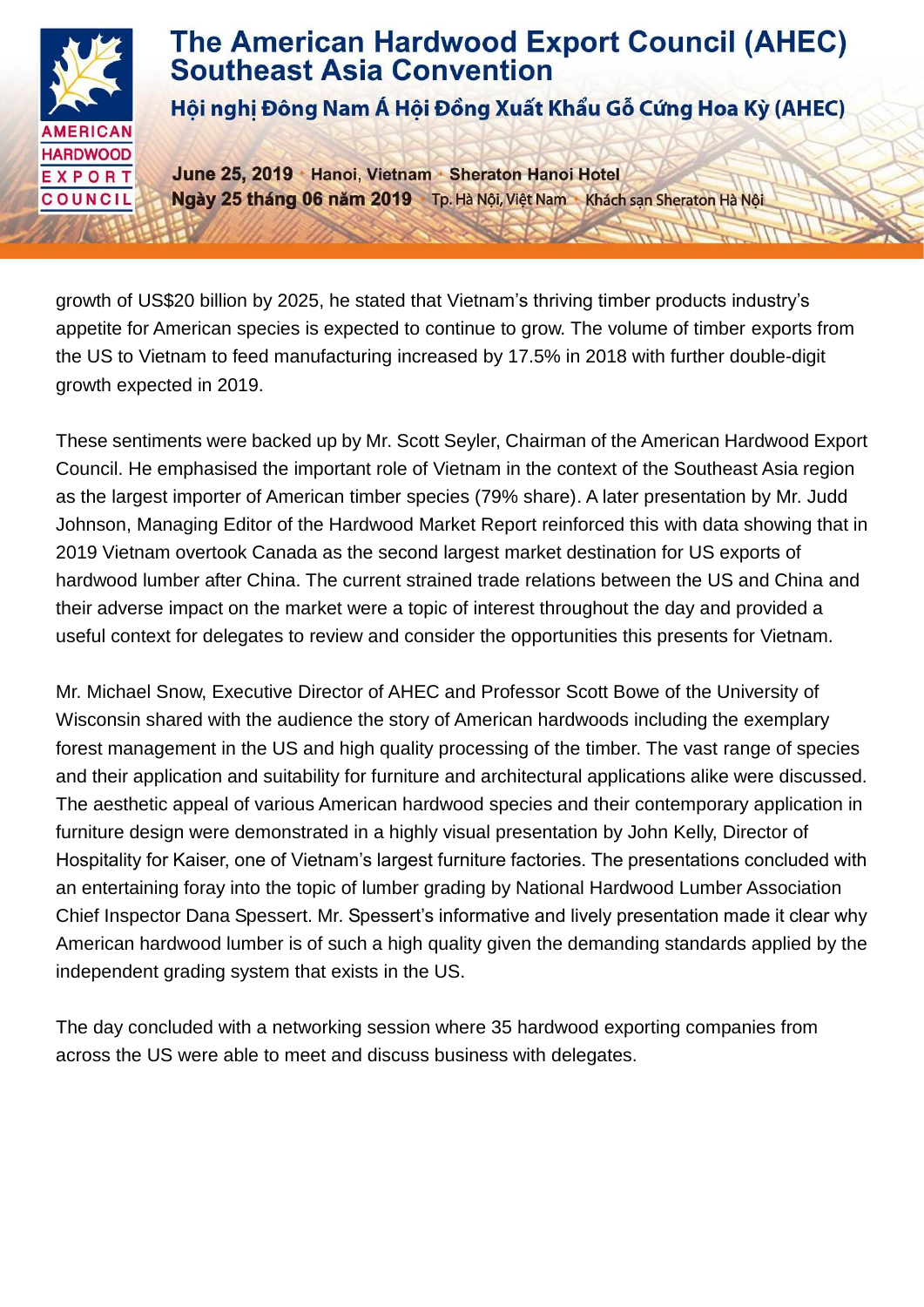growth of US$20 billion by 2025, he stated that Vietnam's thriving timber products industry's appetite for American species is expected to continue to grow. The volume of timber exports from the US to Vietnam to feed manufacturing increased by 17.5% in 2018 with further double-digit growth expected in 2019.

These sentiments were backed up by Mr. Scott Seyler, Chairman of the American Hardwood Export Council. He emphasised the important role of Vietnam in the context of the Southeast Asia region as the largest importer of American timber species (79% share). A later presentation by Mr. Judd Johnson, Managing Editor of the Hardwood Market Report reinforced this with data showing that in 2019 Vietnam overtook Canada as the second largest market destination for US exports of hardwood lumber after China. The current strained trade relations between the US and China and their adverse impact on the market were a topic of interest throughout the day and provided a useful context for delegates to review and consider the opportunities this presents for Vietnam.

Mr. Michael Snow, Executive Director of AHEC and Professor Scott Bowe of the University of Wisconsin shared with the audience the story of American hardwoods including the exemplary forest management in the US and high quality processing of the timber. The vast range of species and their application and suitability for furniture and architectural applications alike were discussed. The aesthetic appeal of various American hardwood species and their contemporary application in furniture design were demonstrated in a highly visual presentation by John Kelly, Director of Hospitality for Kaiser, one of Vietnam's largest furniture factories. The presentations concluded with an entertaining foray into the topic of lumber grading by National Hardwood Lumber Association Chief Inspector Dana Spessert. Mr. Spessert's informative and lively presentation made it clear why American hardwood lumber is of such a high quality given the demanding standards applied by the independent grading system that exists in the US.

The day concluded with a networking session where 35 hardwood exporting companies from across the US were able to meet and discuss business with delegates.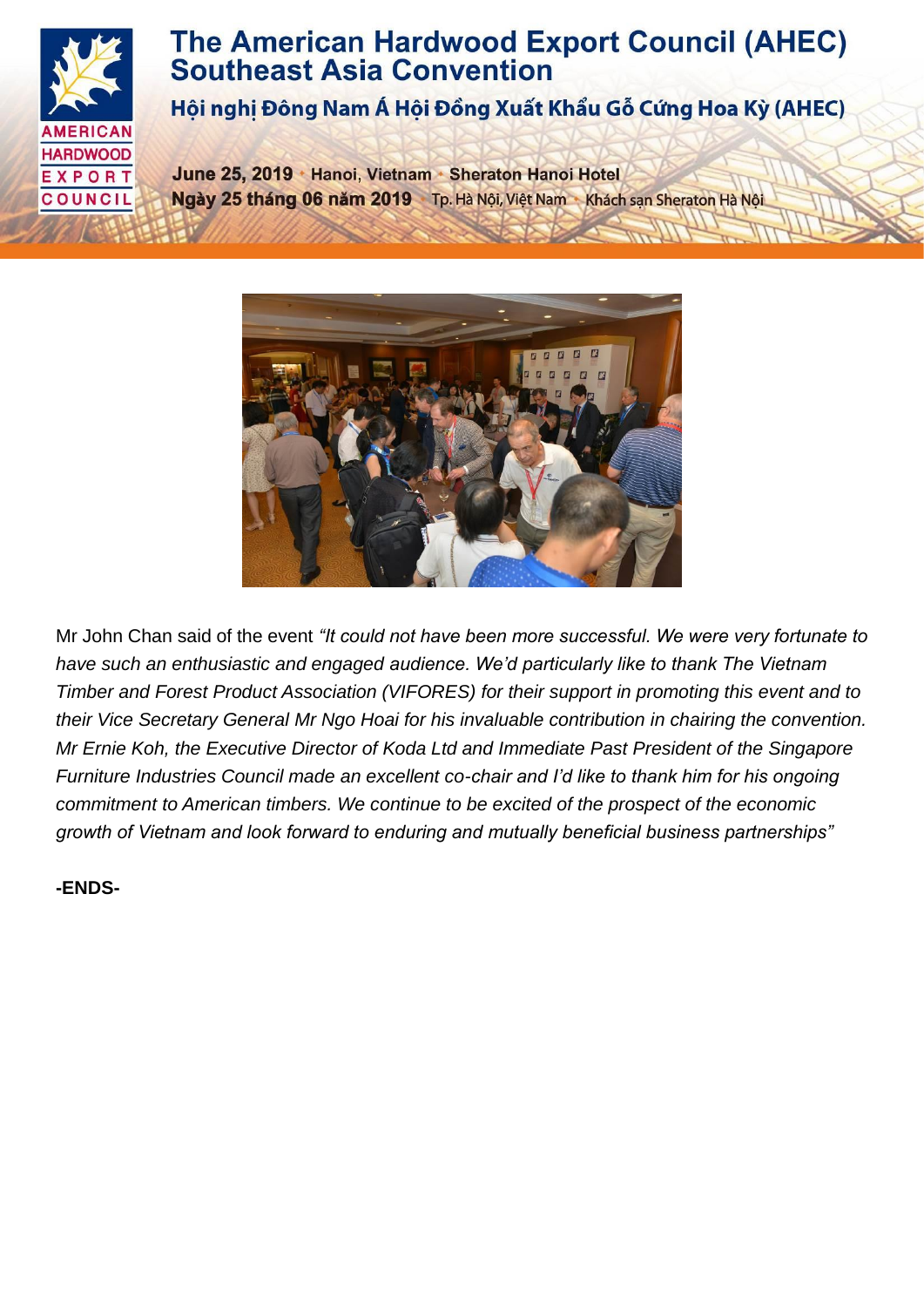# The American Hardwood Export Council (AHEC) Southeast Asia Convention

## Hội nghị Đông Nam Á Hội Đồng Xuất Khẩu Gỗ Cứng Hoa Kỳ (AHEC)

**June 25, 2019** · Hanoi, Vietnam · Sheraton Hanoi Hotel

**Ngày 25 tháng 06 năm 2019** · Tp. Hà Nội, Việt Nam · Khách sạn Sheraton Hà Nội

Mr John Chan said of the event *"It could not have been more successful. We were very fortunate to have such an enthusiastic and engaged audience. We'd particularly like to thank The Vietnam Timber and Forest Product Association (VIFORES) for their support in promoting this event and to their Vice Secretary General Mr Ngo Hoai for his invaluable contribution in chairing the convention. Mr Ernie Koh, the Executive Director of Koda Ltd and Immediate Past President of the Singapore Furniture Industries Council made an excellent co-chair and I'd like to thank him for his ongoing commitment to American timbers. We continue to be excited of the prospect of the economic growth of Vietnam and look forward to enduring and mutually beneficial business partnerships"*

**-ENDS-**